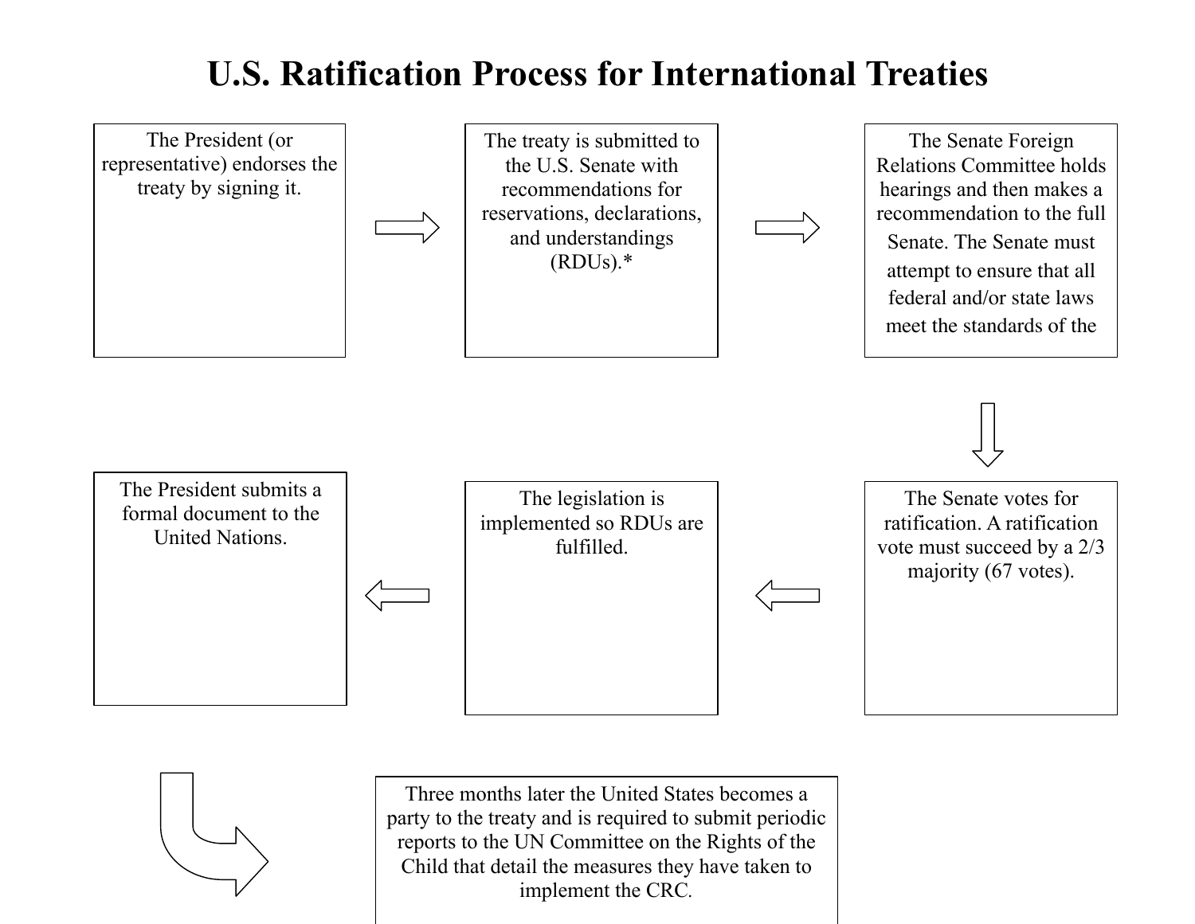# U.S. Ratification Process for International Treaties

The President (or representative) endorses the treaty by signing it.

→

The treaty is submitted to the U.S. Senate with recommendations for reservations, declarations, and understandings (RDUs).*

→

The Senate Foreign Relations Committee holds hearings and then makes a recommendation to the full Senate. The Senate must attempt to ensure that all federal and/or state laws meet the standards of the

↓

The Senate votes for ratification. A ratification vote must succeed by a 2/3 majority (67 votes).

←

The legislation is implemented so RDUs are fulfilled.

←

The President submits a formal document to the United Nations.

↳

Three months later the United States becomes a party to the treaty and is required to submit periodic reports to the UN Committee on the Rights of the Child that detail the measures they have taken to implement the CRC.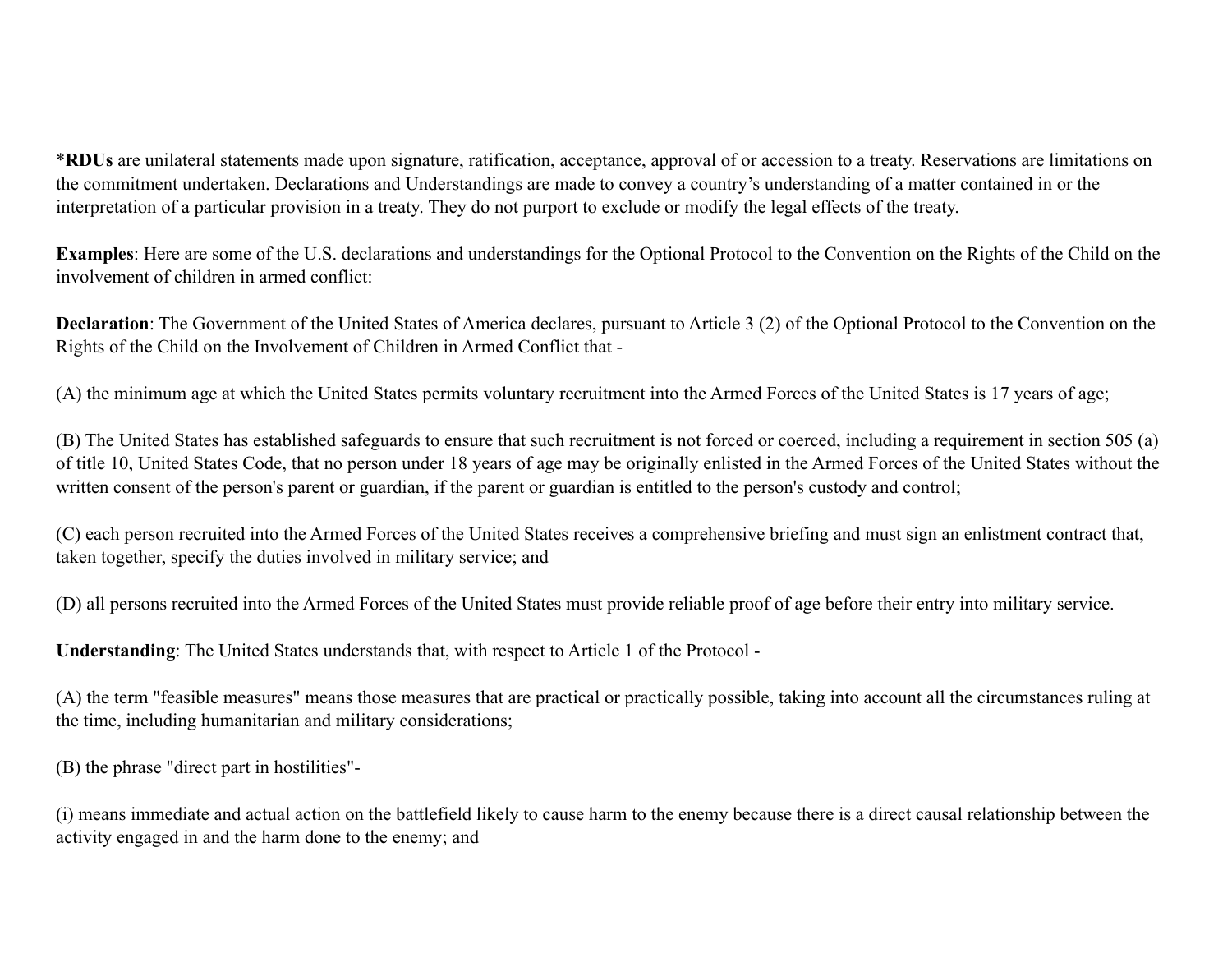\***RDUs** are unilateral statements made upon signature, ratification, acceptance, approval of or accession to a treaty. Reservations are limitations on the commitment undertaken. Declarations and Understandings are made to convey a country's understanding of a matter contained in or the interpretation of a particular provision in a treaty. They do not purport to exclude or modify the legal effects of the treaty.

**Examples**: Here are some of the U.S. declarations and understandings for the Optional Protocol to the Convention on the Rights of the Child on the involvement of children in armed conflict:

**Declaration**: The Government of the United States of America declares, pursuant to Article 3 (2) of the Optional Protocol to the Convention on the Rights of the Child on the Involvement of Children in Armed Conflict that -

(A) the minimum age at which the United States permits voluntary recruitment into the Armed Forces of the United States is 17 years of age;

(B) The United States has established safeguards to ensure that such recruitment is not forced or coerced, including a requirement in section 505 (a) of title 10, United States Code, that no person under 18 years of age may be originally enlisted in the Armed Forces of the United States without the written consent of the person's parent or guardian, if the parent or guardian is entitled to the person's custody and control;

(C) each person recruited into the Armed Forces of the United States receives a comprehensive briefing and must sign an enlistment contract that, taken together, specify the duties involved in military service; and

(D) all persons recruited into the Armed Forces of the United States must provide reliable proof of age before their entry into military service.

**Understanding**: The United States understands that, with respect to Article 1 of the Protocol -

(A) the term "feasible measures" means those measures that are practical or practically possible, taking into account all the circumstances ruling at the time, including humanitarian and military considerations;

(B) the phrase "direct part in hostilities"-

(i) means immediate and actual action on the battlefield likely to cause harm to the enemy because there is a direct causal relationship between the activity engaged in and the harm done to the enemy; and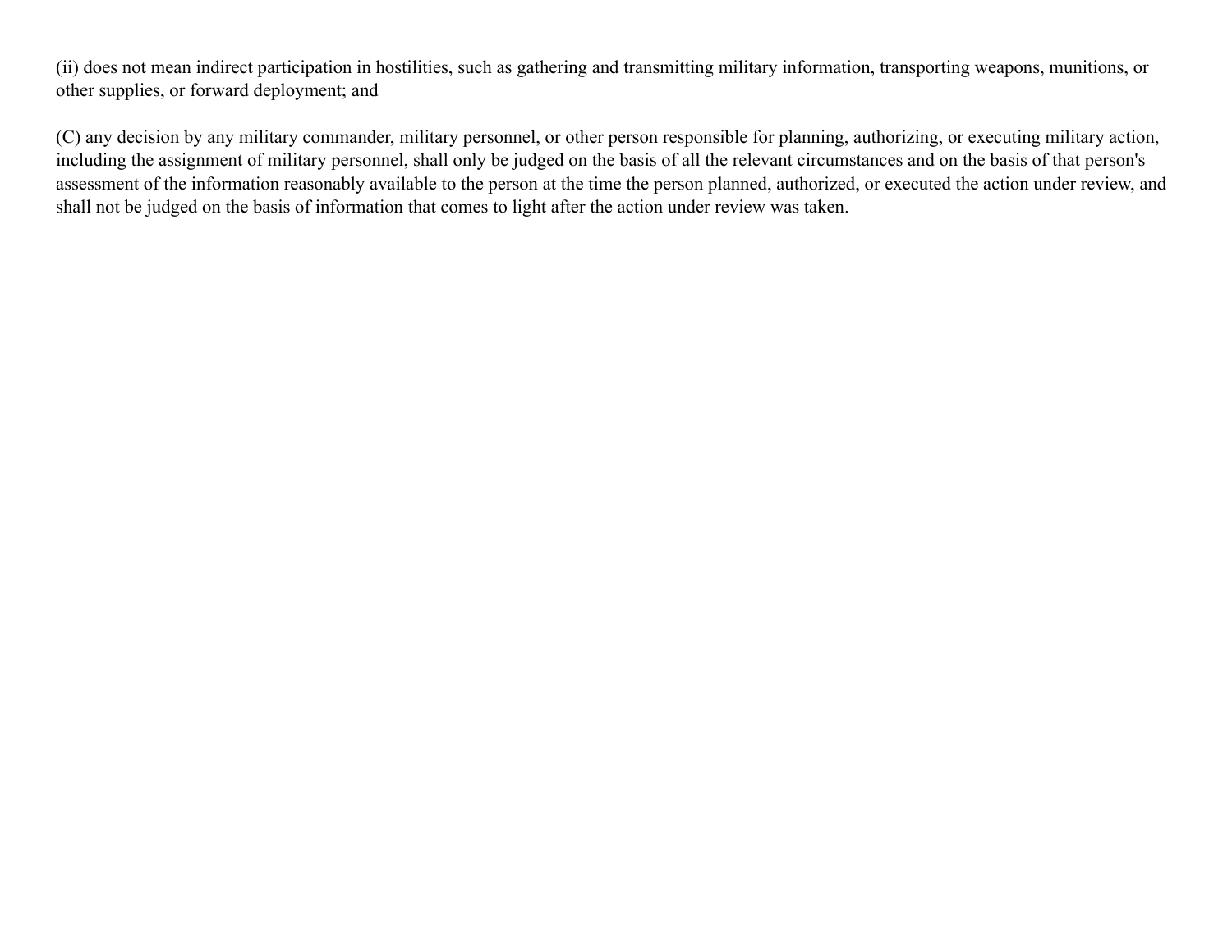(ii) does not mean indirect participation in hostilities, such as gathering and transmitting military information, transporting weapons, munitions, or other supplies, or forward deployment; and

(C) any decision by any military commander, military personnel, or other person responsible for planning, authorizing, or executing military action, including the assignment of military personnel, shall only be judged on the basis of all the relevant circumstances and on the basis of that person's assessment of the information reasonably available to the person at the time the person planned, authorized, or executed the action under review, and shall not be judged on the basis of information that comes to light after the action under review was taken.